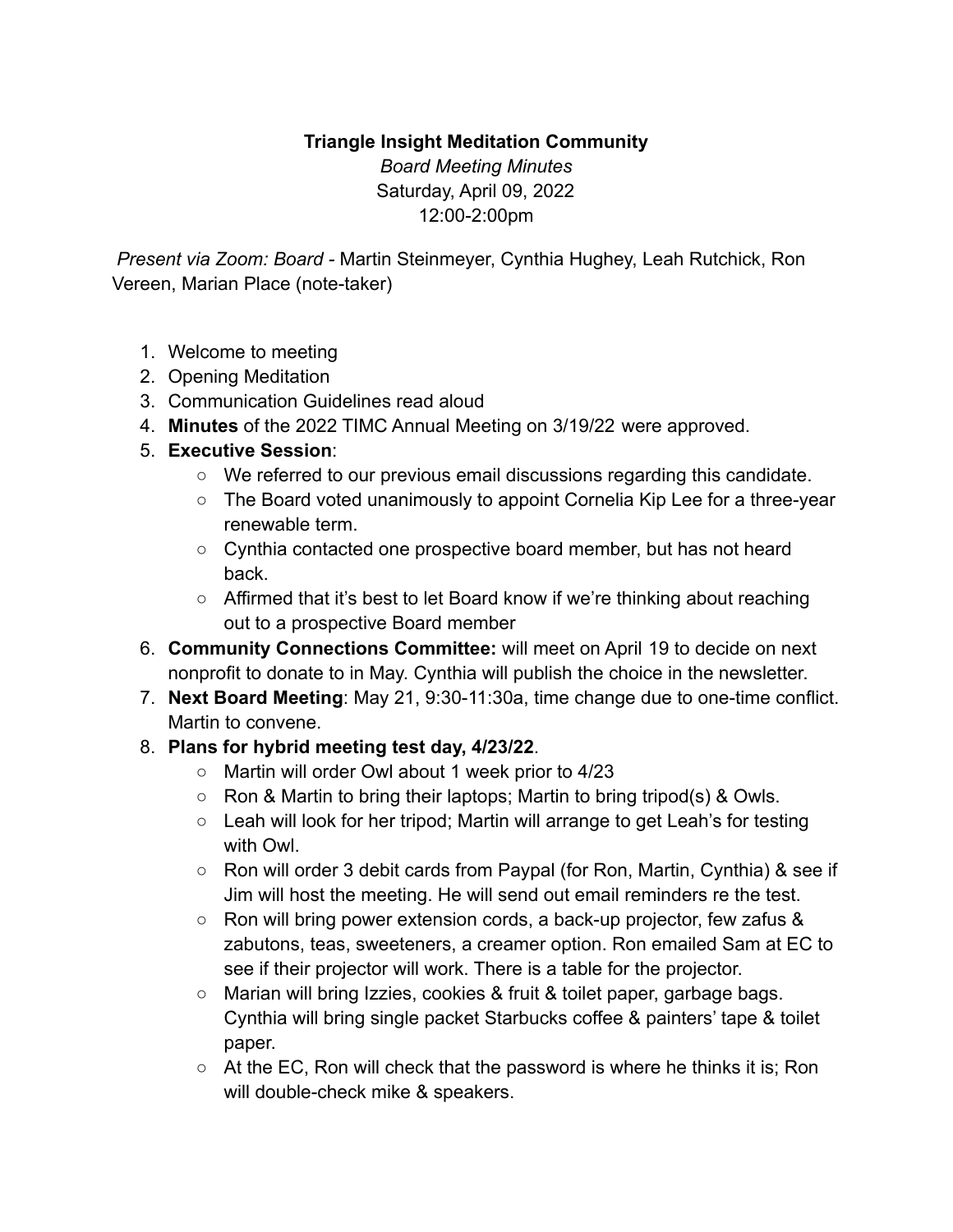**Triangle Insight Meditation Community**

*Board Meeting Minutes*

Saturday, April 09, 2022

12:00-2:00pm

*Present via Zoom: Board* - Martin Steinmeyer, Cynthia Hughey, Leah Rutchick, Ron Vereen, Marian Place (note-taker)

1. Welcome to meeting
2. Opening Meditation
3. Communication Guidelines read aloud
4. **Minutes** of the 2022 TIMC Annual Meeting on 3/19/22 were approved.
5. **Executive Session**:
   - We referred to our previous email discussions regarding this candidate.
   - The Board voted unanimously to appoint Cornelia Kip Lee for a three-year renewable term.
   - Cynthia contacted one prospective board member, but has not heard back.
   - Affirmed that it's best to let Board know if we're thinking about reaching out to a prospective Board member
6. **Community Connections Committee:** will meet on April 19 to decide on next nonprofit to donate to in May. Cynthia will publish the choice in the newsletter.
7. **Next Board Meeting**: May 21, 9:30-11:30a, time change due to one-time conflict. Martin to convene.
8. **Plans for hybrid meeting test day, 4/23/22**.
   - Martin will order Owl about 1 week prior to 4/23
   - Ron & Martin to bring their laptops; Martin to bring tripod(s) & Owls.
   - Leah will look for her tripod; Martin will arrange to get Leah's for testing with Owl.
   - Ron will order 3 debit cards from Paypal (for Ron, Martin, Cynthia) & see if Jim will host the meeting. He will send out email reminders re the test.
   - Ron will bring power extension cords, a back-up projector, few zafus & zabutons, teas, sweeteners, a creamer option. Ron emailed Sam at EC to see if their projector will work. There is a table for the projector.
   - Marian will bring Izzies, cookies & fruit & toilet paper, garbage bags. Cynthia will bring single packet Starbucks coffee & painters' tape & toilet paper.
   - At the EC, Ron will check that the password is where he thinks it is; Ron will double-check mike & speakers.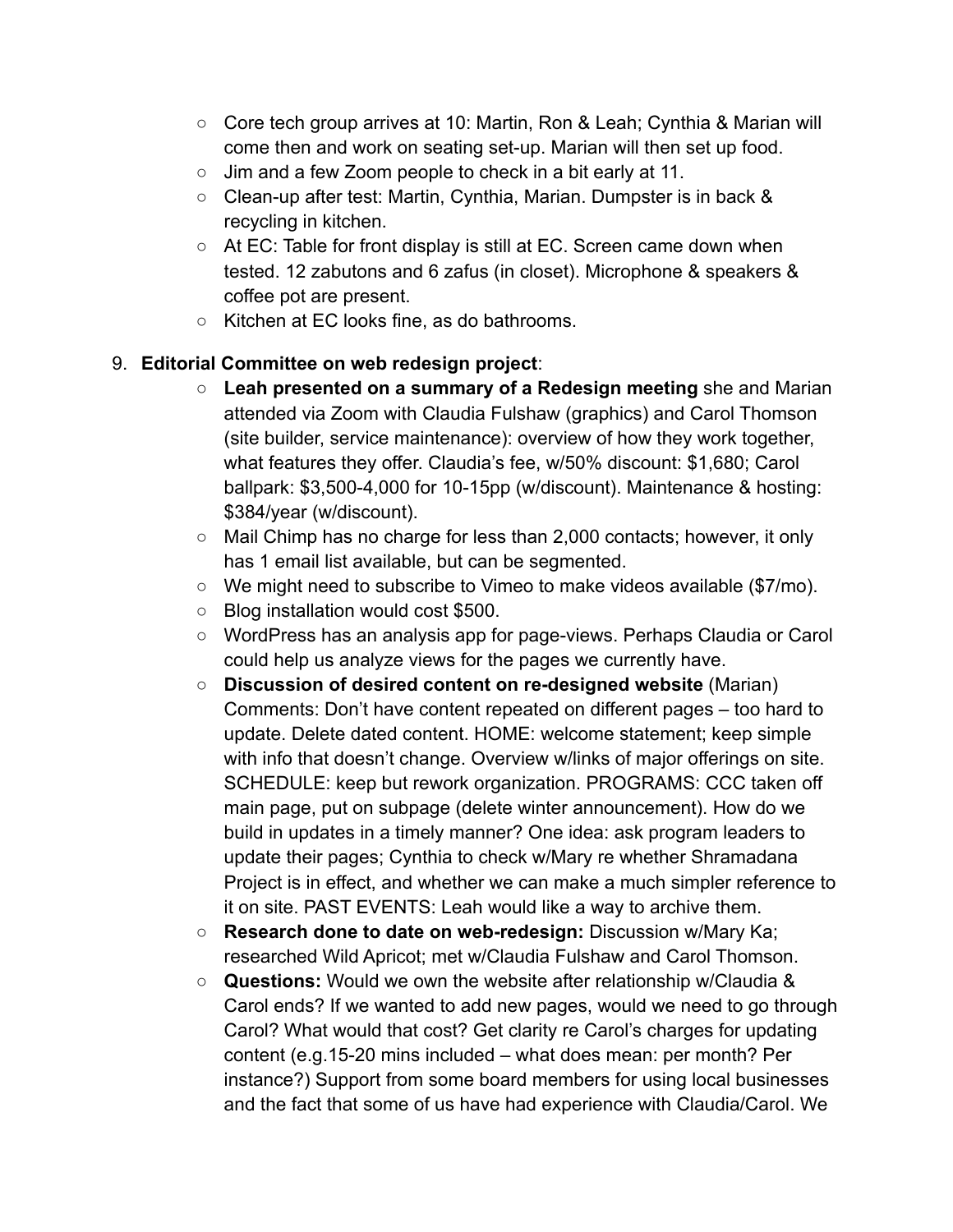- Core tech group arrives at 10: Martin, Ron & Leah; Cynthia & Marian will come then and work on seating set-up. Marian will then set up food.
  - Jim and a few Zoom people to check in a bit early at 11.
  - Clean-up after test: Martin, Cynthia, Marian. Dumpster is in back & recycling in kitchen.
  - At EC: Table for front display is still at EC. Screen came down when tested. 12 zabutons and 6 zafus (in closet). Microphone & speakers & coffee pot are present.
  - Kitchen at EC looks fine, as do bathrooms.

9. **Editorial Committee on web redesign project**:
   - **Leah presented on a summary of a Redesign meeting** she and Marian attended via Zoom with Claudia Fulshaw (graphics) and Carol Thomson (site builder, service maintenance): overview of how they work together, what features they offer. Claudia's fee, w/50% discount: $1,680; Carol ballpark: $3,500-4,000 for 10-15pp (w/discount). Maintenance & hosting: $384/year (w/discount).
   - Mail Chimp has no charge for less than 2,000 contacts; however, it only has 1 email list available, but can be segmented.
   - We might need to subscribe to Vimeo to make videos available ($7/mo).
   - Blog installation would cost $500.
   - WordPress has an analysis app for page-views. Perhaps Claudia or Carol could help us analyze views for the pages we currently have.
   - **Discussion of desired content on re-designed website** (Marian) Comments: Don't have content repeated on different pages – too hard to update. Delete dated content. HOME: welcome statement; keep simple with info that doesn't change. Overview w/links of major offerings on site. SCHEDULE: keep but rework organization. PROGRAMS: CCC taken off main page, put on subpage (delete winter announcement). How do we build in updates in a timely manner? One idea: ask program leaders to update their pages; Cynthia to check w/Mary re whether Shramadana Project is in effect, and whether we can make a much simpler reference to it on site. PAST EVENTS: Leah would like a way to archive them.
   - **Research done to date on web-redesign:** Discussion w/Mary Ka; researched Wild Apricot; met w/Claudia Fulshaw and Carol Thomson.
   - **Questions:** Would we own the website after relationship w/Claudia & Carol ends? If we wanted to add new pages, would we need to go through Carol? What would that cost? Get clarity re Carol's charges for updating content (e.g.15-20 mins included – what does mean: per month? Per instance?) Support from some board members for using local businesses and the fact that some of us have had experience with Claudia/Carol. We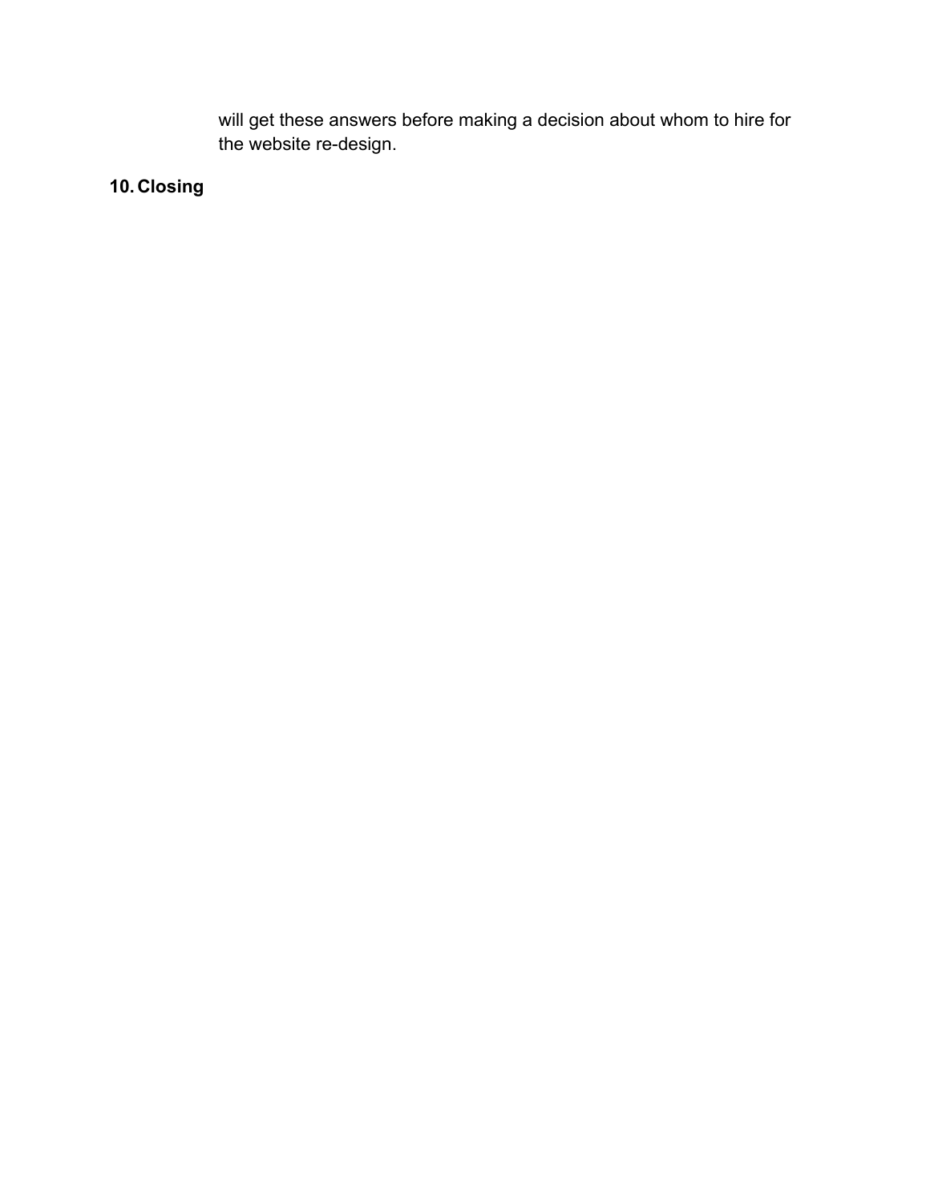will get these answers before making a decision about whom to hire for the website re-design.

**10. Closing**